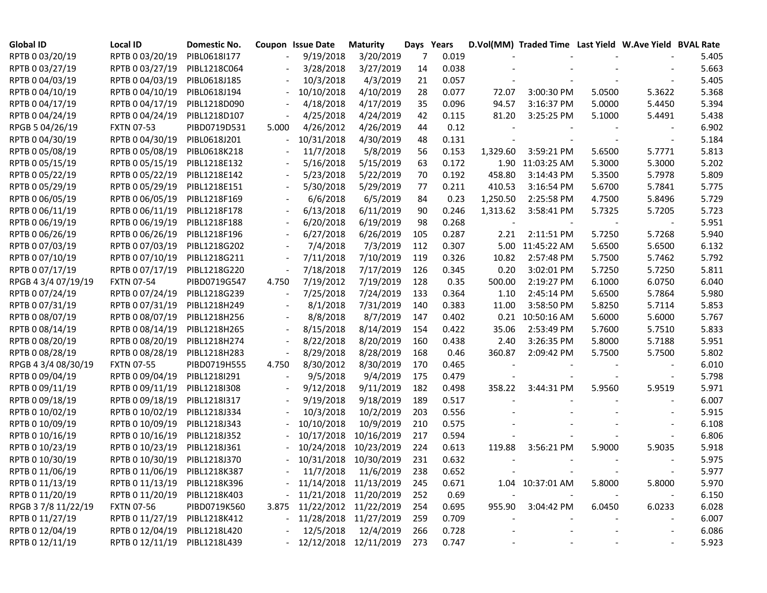| Global ID | Local ID | Domestic No. | Coupon | Issue Date | Maturity | Days | Years | D.Vol(MM) | Traded Time | Last Yield | W.Ave Yield | BVAL Rate |
|---|---|---|---|---|---|---|---|---|---|---|---|---|
| RPTB 0 03/20/19 | RPTB 0 03/20/19 | PIBL0618I177 | - | 9/19/2018 | 3/20/2019 | 7 | 0.019 | - | - | - | - | 5.405 |
| RPTB 0 03/27/19 | RPTB 0 03/27/19 | PIBL1218C064 | - | 3/28/2018 | 3/27/2019 | 14 | 0.038 | - | - | - | - | 5.663 |
| RPTB 0 04/03/19 | RPTB 0 04/03/19 | PIBL0618J185 | - | 10/3/2018 | 4/3/2019 | 21 | 0.057 | - | - | - | - | 5.405 |
| RPTB 0 04/10/19 | RPTB 0 04/10/19 | PIBL0618J194 | - | 10/10/2018 | 4/10/2019 | 28 | 0.077 | 72.07 | 3:00:30 PM | 5.0500 | 5.3622 | 5.368 |
| RPTB 0 04/17/19 | RPTB 0 04/17/19 | PIBL1218D090 | - | 4/18/2018 | 4/17/2019 | 35 | 0.096 | 94.57 | 3:16:37 PM | 5.0000 | 5.4450 | 5.394 |
| RPTB 0 04/24/19 | RPTB 0 04/24/19 | PIBL1218D107 | - | 4/25/2018 | 4/24/2019 | 42 | 0.115 | 81.20 | 3:25:25 PM | 5.1000 | 5.4491 | 5.438 |
| RPGB 5 04/26/19 | FXTN 07-53 | PIBD0719D531 | 5.000 | 4/26/2012 | 4/26/2019 | 44 | 0.12 | - | - | - | - | 6.902 |
| RPTB 0 04/30/19 | RPTB 0 04/30/19 | PIBL0618J201 | - | 10/31/2018 | 4/30/2019 | 48 | 0.131 | - | - | - | - | 5.184 |
| RPTB 0 05/08/19 | RPTB 0 05/08/19 | PIBL0618K218 | - | 11/7/2018 | 5/8/2019 | 56 | 0.153 | 1,329.60 | 3:59:21 PM | 5.6500 | 5.7771 | 5.813 |
| RPTB 0 05/15/19 | RPTB 0 05/15/19 | PIBL1218E132 | - | 5/16/2018 | 5/15/2019 | 63 | 0.172 | 1.90 | 11:03:25 AM | 5.3000 | 5.3000 | 5.202 |
| RPTB 0 05/22/19 | RPTB 0 05/22/19 | PIBL1218E142 | - | 5/23/2018 | 5/22/2019 | 70 | 0.192 | 458.80 | 3:14:43 PM | 5.3500 | 5.7978 | 5.809 |
| RPTB 0 05/29/19 | RPTB 0 05/29/19 | PIBL1218E151 | - | 5/30/2018 | 5/29/2019 | 77 | 0.211 | 410.53 | 3:16:54 PM | 5.6700 | 5.7841 | 5.775 |
| RPTB 0 06/05/19 | RPTB 0 06/05/19 | PIBL1218F169 | - | 6/6/2018 | 6/5/2019 | 84 | 0.23 | 1,250.50 | 2:25:58 PM | 4.7500 | 5.8496 | 5.729 |
| RPTB 0 06/11/19 | RPTB 0 06/11/19 | PIBL1218F178 | - | 6/13/2018 | 6/11/2019 | 90 | 0.246 | 1,313.62 | 3:58:41 PM | 5.7325 | 5.7205 | 5.723 |
| RPTB 0 06/19/19 | RPTB 0 06/19/19 | PIBL1218F188 | - | 6/20/2018 | 6/19/2019 | 98 | 0.268 | - | - | - | - | 5.951 |
| RPTB 0 06/26/19 | RPTB 0 06/26/19 | PIBL1218F196 | - | 6/27/2018 | 6/26/2019 | 105 | 0.287 | 2.21 | 2:11:51 PM | 5.7250 | 5.7268 | 5.940 |
| RPTB 0 07/03/19 | RPTB 0 07/03/19 | PIBL1218G202 | - | 7/4/2018 | 7/3/2019 | 112 | 0.307 | 5.00 | 11:45:22 AM | 5.6500 | 5.6500 | 6.132 |
| RPTB 0 07/10/19 | RPTB 0 07/10/19 | PIBL1218G211 | - | 7/11/2018 | 7/10/2019 | 119 | 0.326 | 10.82 | 2:57:48 PM | 5.7500 | 5.7462 | 5.792 |
| RPTB 0 07/17/19 | RPTB 0 07/17/19 | PIBL1218G220 | - | 7/18/2018 | 7/17/2019 | 126 | 0.345 | 0.20 | 3:02:01 PM | 5.7250 | 5.7250 | 5.811 |
| RPGB 4 3/4 07/19/19 | FXTN 07-54 | PIBD0719G547 | 4.750 | 7/19/2012 | 7/19/2019 | 128 | 0.35 | 500.00 | 2:19:27 PM | 6.1000 | 6.0750 | 6.040 |
| RPTB 0 07/24/19 | RPTB 0 07/24/19 | PIBL1218G239 | - | 7/25/2018 | 7/24/2019 | 133 | 0.364 | 1.10 | 2:45:14 PM | 5.6500 | 5.7864 | 5.980 |
| RPTB 0 07/31/19 | RPTB 0 07/31/19 | PIBL1218H249 | - | 8/1/2018 | 7/31/2019 | 140 | 0.383 | 11.00 | 3:58:50 PM | 5.8250 | 5.7114 | 5.853 |
| RPTB 0 08/07/19 | RPTB 0 08/07/19 | PIBL1218H256 | - | 8/8/2018 | 8/7/2019 | 147 | 0.402 | 0.21 | 10:50:16 AM | 5.6000 | 5.6000 | 5.767 |
| RPTB 0 08/14/19 | RPTB 0 08/14/19 | PIBL1218H265 | - | 8/15/2018 | 8/14/2019 | 154 | 0.422 | 35.06 | 2:53:49 PM | 5.7600 | 5.7510 | 5.833 |
| RPTB 0 08/20/19 | RPTB 0 08/20/19 | PIBL1218H274 | - | 8/22/2018 | 8/20/2019 | 160 | 0.438 | 2.40 | 3:26:35 PM | 5.8000 | 5.7188 | 5.951 |
| RPTB 0 08/28/19 | RPTB 0 08/28/19 | PIBL1218H283 | - | 8/29/2018 | 8/28/2019 | 168 | 0.46 | 360.87 | 2:09:42 PM | 5.7500 | 5.7500 | 5.802 |
| RPGB 4 3/4 08/30/19 | FXTN 07-55 | PIBD0719H555 | 4.750 | 8/30/2012 | 8/30/2019 | 170 | 0.465 | - | - | - | - | 6.010 |
| RPTB 0 09/04/19 | RPTB 0 09/04/19 | PIBL1218I291 | - | 9/5/2018 | 9/4/2019 | 175 | 0.479 | - | - | - | - | 5.798 |
| RPTB 0 09/11/19 | RPTB 0 09/11/19 | PIBL1218I308 | - | 9/12/2018 | 9/11/2019 | 182 | 0.498 | 358.22 | 3:44:31 PM | 5.9560 | 5.9519 | 5.971 |
| RPTB 0 09/18/19 | RPTB 0 09/18/19 | PIBL1218I317 | - | 9/19/2018 | 9/18/2019 | 189 | 0.517 | - | - | - | - | 6.007 |
| RPTB 0 10/02/19 | RPTB 0 10/02/19 | PIBL1218J334 | - | 10/3/2018 | 10/2/2019 | 203 | 0.556 | - | - | - | - | 5.915 |
| RPTB 0 10/09/19 | RPTB 0 10/09/19 | PIBL1218J343 | - | 10/10/2018 | 10/9/2019 | 210 | 0.575 | - | - | - | - | 6.108 |
| RPTB 0 10/16/19 | RPTB 0 10/16/19 | PIBL1218J352 | - | 10/17/2018 | 10/16/2019 | 217 | 0.594 | - | - | - | - | 6.806 |
| RPTB 0 10/23/19 | RPTB 0 10/23/19 | PIBL1218J361 | - | 10/24/2018 | 10/23/2019 | 224 | 0.613 | 119.88 | 3:56:21 PM | 5.9000 | 5.9035 | 5.918 |
| RPTB 0 10/30/19 | RPTB 0 10/30/19 | PIBL1218J370 | - | 10/31/2018 | 10/30/2019 | 231 | 0.632 | - | - | - | - | 5.975 |
| RPTB 0 11/06/19 | RPTB 0 11/06/19 | PIBL1218K387 | - | 11/7/2018 | 11/6/2019 | 238 | 0.652 | - | - | - | - | 5.977 |
| RPTB 0 11/13/19 | RPTB 0 11/13/19 | PIBL1218K396 | - | 11/14/2018 | 11/13/2019 | 245 | 0.671 | 1.04 | 10:37:01 AM | 5.8000 | 5.8000 | 5.970 |
| RPTB 0 11/20/19 | RPTB 0 11/20/19 | PIBL1218K403 | - | 11/21/2018 | 11/20/2019 | 252 | 0.69 | - | - | - | - | 6.150 |
| RPGB 3 7/8 11/22/19 | FXTN 07-56 | PIBD0719K560 | 3.875 | 11/22/2012 | 11/22/2019 | 254 | 0.695 | 955.90 | 3:04:42 PM | 6.0450 | 6.0233 | 6.028 |
| RPTB 0 11/27/19 | RPTB 0 11/27/19 | PIBL1218K412 | - | 11/28/2018 | 11/27/2019 | 259 | 0.709 | - | - | - | - | 6.007 |
| RPTB 0 12/04/19 | RPTB 0 12/04/19 | PIBL1218L420 | - | 12/5/2018 | 12/4/2019 | 266 | 0.728 | - | - | - | - | 6.086 |
| RPTB 0 12/11/19 | RPTB 0 12/11/19 | PIBL1218L439 | - | 12/12/2018 | 12/11/2019 | 273 | 0.747 | - | - | - | - | 5.923 |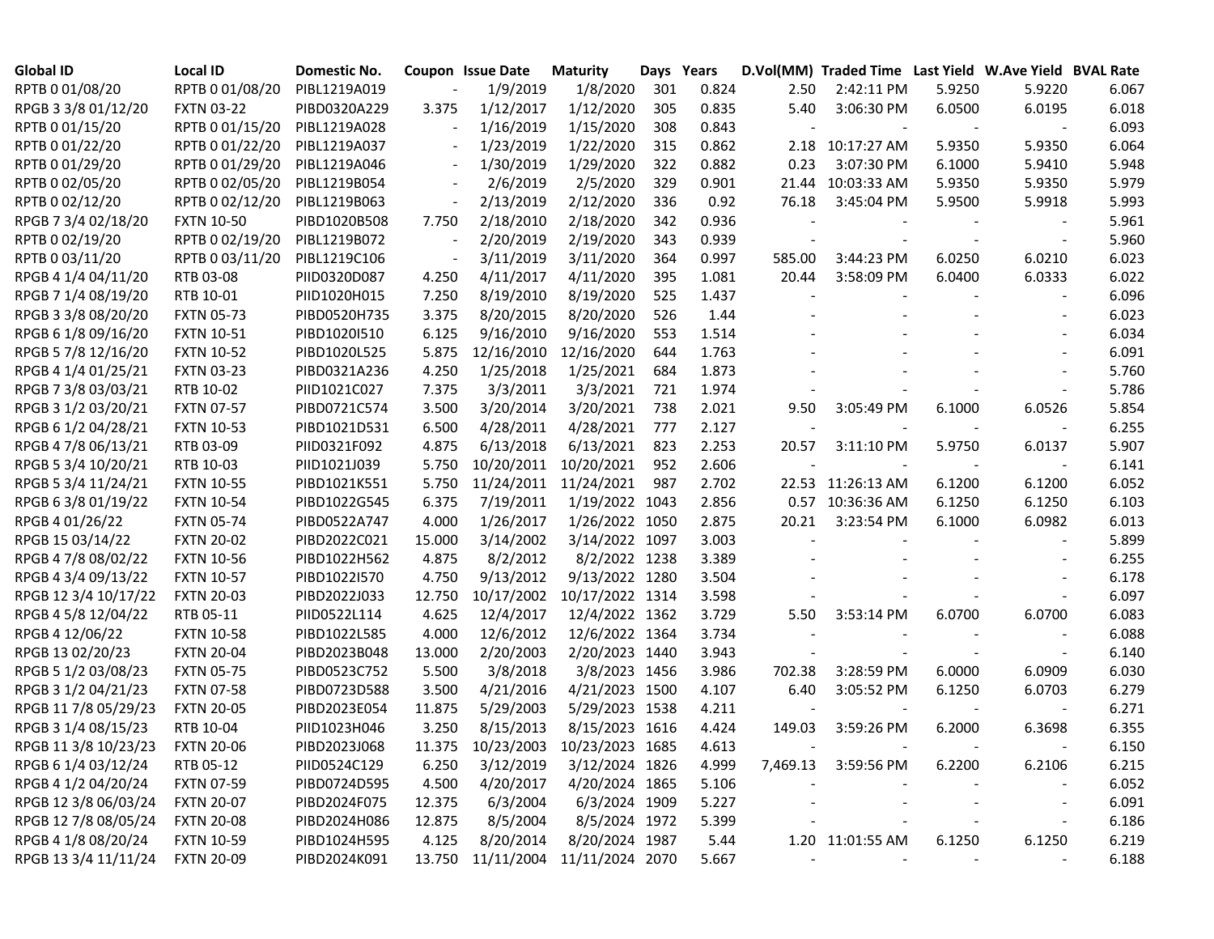| Global ID | Local ID | Domestic No. | Coupon | Issue Date | Maturity | Days | Years | D.Vol(MM) | Traded Time | Last Yield | W.Ave Yield | BVAL Rate |
|---|---|---|---|---|---|---|---|---|---|---|---|---|
| RPTB 0 01/08/20 | RPTB 0 01/08/20 | PIBL1219A019 | - | 1/9/2019 | 1/8/2020 | 301 | 0.824 | 2.50 | 2:42:11 PM | 5.9250 | 5.9220 | 6.067 |
| RPGB 3 3/8 01/12/20 | FXTN 03-22 | PIBD0320A229 | 3.375 | 1/12/2017 | 1/12/2020 | 305 | 0.835 | 5.40 | 3:06:30 PM | 6.0500 | 6.0195 | 6.018 |
| RPTB 0 01/15/20 | RPTB 0 01/15/20 | PIBL1219A028 | - | 1/16/2019 | 1/15/2020 | 308 | 0.843 | - | - | - | - | 6.093 |
| RPTB 0 01/22/20 | RPTB 0 01/22/20 | PIBL1219A037 | - | 1/23/2019 | 1/22/2020 | 315 | 0.862 | 2.18 | 10:17:27 AM | 5.9350 | 5.9350 | 6.064 |
| RPTB 0 01/29/20 | RPTB 0 01/29/20 | PIBL1219A046 | - | 1/30/2019 | 1/29/2020 | 322 | 0.882 | 0.23 | 3:07:30 PM | 6.1000 | 5.9410 | 5.948 |
| RPTB 0 02/05/20 | RPTB 0 02/05/20 | PIBL1219B054 | - | 2/6/2019 | 2/5/2020 | 329 | 0.901 | 21.44 | 10:03:33 AM | 5.9350 | 5.9350 | 5.979 |
| RPTB 0 02/12/20 | RPTB 0 02/12/20 | PIBL1219B063 | - | 2/13/2019 | 2/12/2020 | 336 | 0.92 | 76.18 | 3:45:04 PM | 5.9500 | 5.9918 | 5.993 |
| RPGB 7 3/4 02/18/20 | FXTN 10-50 | PIBD1020B508 | 7.750 | 2/18/2010 | 2/18/2020 | 342 | 0.936 | - | - | - | - | 5.961 |
| RPTB 0 02/19/20 | RPTB 0 02/19/20 | PIBL1219B072 | - | 2/20/2019 | 2/19/2020 | 343 | 0.939 | - | - | - | - | 5.960 |
| RPTB 0 03/11/20 | RPTB 0 03/11/20 | PIBL1219C106 | - | 3/11/2019 | 3/11/2020 | 364 | 0.997 | 585.00 | 3:44:23 PM | 6.0250 | 6.0210 | 6.023 |
| RPGB 4 1/4 04/11/20 | RTB 03-08 | PIID0320D087 | 4.250 | 4/11/2017 | 4/11/2020 | 395 | 1.081 | 20.44 | 3:58:09 PM | 6.0400 | 6.0333 | 6.022 |
| RPGB 7 1/4 08/19/20 | RTB 10-01 | PIID1020H015 | 7.250 | 8/19/2010 | 8/19/2020 | 525 | 1.437 | - | - | - | - | 6.096 |
| RPGB 3 3/8 08/20/20 | FXTN 05-73 | PIBD0520H735 | 3.375 | 8/20/2015 | 8/20/2020 | 526 | 1.44 | - | - | - | - | 6.023 |
| RPGB 6 1/8 09/16/20 | FXTN 10-51 | PIBD1020I510 | 6.125 | 9/16/2010 | 9/16/2020 | 553 | 1.514 | - | - | - | - | 6.034 |
| RPGB 5 7/8 12/16/20 | FXTN 10-52 | PIBD1020L525 | 5.875 | 12/16/2010 | 12/16/2020 | 644 | 1.763 | - | - | - | - | 6.091 |
| RPGB 4 1/4 01/25/21 | FXTN 03-23 | PIBD0321A236 | 4.250 | 1/25/2018 | 1/25/2021 | 684 | 1.873 | - | - | - | - | 5.760 |
| RPGB 7 3/8 03/03/21 | RTB 10-02 | PIID1021C027 | 7.375 | 3/3/2011 | 3/3/2021 | 721 | 1.974 | - | - | - | - | 5.786 |
| RPGB 3 1/2 03/20/21 | FXTN 07-57 | PIBD0721C574 | 3.500 | 3/20/2014 | 3/20/2021 | 738 | 2.021 | 9.50 | 3:05:49 PM | 6.1000 | 6.0526 | 5.854 |
| RPGB 6 1/2 04/28/21 | FXTN 10-53 | PIBD1021D531 | 6.500 | 4/28/2011 | 4/28/2021 | 777 | 2.127 | - | - | - | - | 6.255 |
| RPGB 4 7/8 06/13/21 | RTB 03-09 | PIID0321F092 | 4.875 | 6/13/2018 | 6/13/2021 | 823 | 2.253 | 20.57 | 3:11:10 PM | 5.9750 | 6.0137 | 5.907 |
| RPGB 5 3/4 10/20/21 | RTB 10-03 | PIID1021J039 | 5.750 | 10/20/2011 | 10/20/2021 | 952 | 2.606 | - | - | - | - | 6.141 |
| RPGB 5 3/4 11/24/21 | FXTN 10-55 | PIBD1021K551 | 5.750 | 11/24/2011 | 11/24/2021 | 987 | 2.702 | 22.53 | 11:26:13 AM | 6.1200 | 6.1200 | 6.052 |
| RPGB 6 3/8 01/19/22 | FXTN 10-54 | PIBD1022G545 | 6.375 | 7/19/2011 | 1/19/2022 | 1043 | 2.856 | 0.57 | 10:36:36 AM | 6.1250 | 6.1250 | 6.103 |
| RPGB 4 01/26/22 | FXTN 05-74 | PIBD0522A747 | 4.000 | 1/26/2017 | 1/26/2022 | 1050 | 2.875 | 20.21 | 3:23:54 PM | 6.1000 | 6.0982 | 6.013 |
| RPGB 15 03/14/22 | FXTN 20-02 | PIBD2022C021 | 15.000 | 3/14/2002 | 3/14/2022 | 1097 | 3.003 | - | - | - | - | 5.899 |
| RPGB 4 7/8 08/02/22 | FXTN 10-56 | PIBD1022H562 | 4.875 | 8/2/2012 | 8/2/2022 | 1238 | 3.389 | - | - | - | - | 6.255 |
| RPGB 4 3/4 09/13/22 | FXTN 10-57 | PIBD1022I570 | 4.750 | 9/13/2012 | 9/13/2022 | 1280 | 3.504 | - | - | - | - | 6.178 |
| RPGB 12 3/4 10/17/22 | FXTN 20-03 | PIBD2022J033 | 12.750 | 10/17/2002 | 10/17/2022 | 1314 | 3.598 | - | - | - | - | 6.097 |
| RPGB 4 5/8 12/04/22 | RTB 05-11 | PIID0522L114 | 4.625 | 12/4/2017 | 12/4/2022 | 1362 | 3.729 | 5.50 | 3:53:14 PM | 6.0700 | 6.0700 | 6.083 |
| RPGB 4 12/06/22 | FXTN 10-58 | PIBD1022L585 | 4.000 | 12/6/2012 | 12/6/2022 | 1364 | 3.734 | - | - | - | - | 6.088 |
| RPGB 13 02/20/23 | FXTN 20-04 | PIBD2023B048 | 13.000 | 2/20/2003 | 2/20/2023 | 1440 | 3.943 | - | - | - | - | 6.140 |
| RPGB 5 1/2 03/08/23 | FXTN 05-75 | PIBD0523C752 | 5.500 | 3/8/2018 | 3/8/2023 | 1456 | 3.986 | 702.38 | 3:28:59 PM | 6.0000 | 6.0909 | 6.030 |
| RPGB 3 1/2 04/21/23 | FXTN 07-58 | PIBD0723D588 | 3.500 | 4/21/2016 | 4/21/2023 | 1500 | 4.107 | 6.40 | 3:05:52 PM | 6.1250 | 6.0703 | 6.279 |
| RPGB 11 7/8 05/29/23 | FXTN 20-05 | PIBD2023E054 | 11.875 | 5/29/2003 | 5/29/2023 | 1538 | 4.211 | - | - | - | - | 6.271 |
| RPGB 3 1/4 08/15/23 | RTB 10-04 | PIID1023H046 | 3.250 | 8/15/2013 | 8/15/2023 | 1616 | 4.424 | 149.03 | 3:59:26 PM | 6.2000 | 6.3698 | 6.355 |
| RPGB 11 3/8 10/23/23 | FXTN 20-06 | PIBD2023J068 | 11.375 | 10/23/2003 | 10/23/2023 | 1685 | 4.613 | - | - | - | - | 6.150 |
| RPGB 6 1/4 03/12/24 | RTB 05-12 | PIID0524C129 | 6.250 | 3/12/2019 | 3/12/2024 | 1826 | 4.999 | 7,469.13 | 3:59:56 PM | 6.2200 | 6.2106 | 6.215 |
| RPGB 4 1/2 04/20/24 | FXTN 07-59 | PIBD0724D595 | 4.500 | 4/20/2017 | 4/20/2024 | 1865 | 5.106 | - | - | - | - | 6.052 |
| RPGB 12 3/8 06/03/24 | FXTN 20-07 | PIBD2024F075 | 12.375 | 6/3/2004 | 6/3/2024 | 1909 | 5.227 | - | - | - | - | 6.091 |
| RPGB 12 7/8 08/05/24 | FXTN 20-08 | PIBD2024H086 | 12.875 | 8/5/2004 | 8/5/2024 | 1972 | 5.399 | - | - | - | - | 6.186 |
| RPGB 4 1/8 08/20/24 | FXTN 10-59 | PIBD1024H595 | 4.125 | 8/20/2014 | 8/20/2024 | 1987 | 5.44 | 1.20 | 11:01:55 AM | 6.1250 | 6.1250 | 6.219 |
| RPGB 13 3/4 11/11/24 | FXTN 20-09 | PIBD2024K091 | 13.750 | 11/11/2004 | 11/11/2024 | 2070 | 5.667 | - | - | - | - | 6.188 |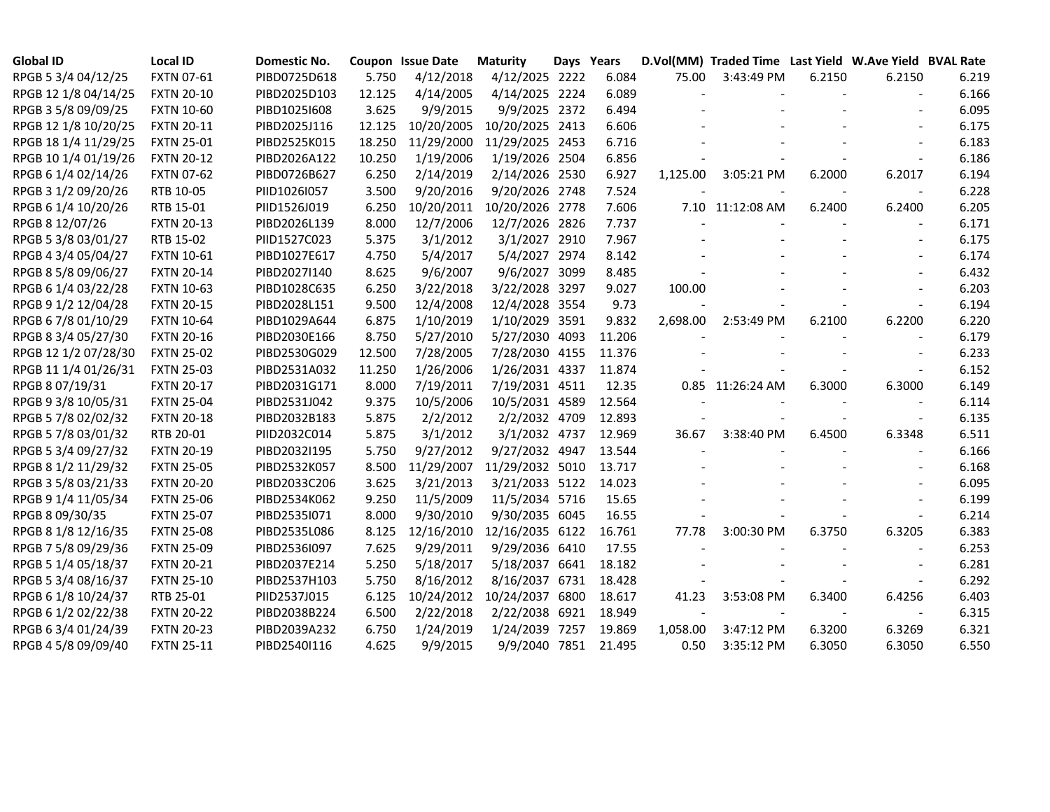| Global ID | Local ID | Domestic No. | Coupon | Issue Date | Maturity | Days | Years | D.Vol(MM) | Traded Time | Last Yield | W.Ave Yield | BVAL Rate |
|---|---|---|---|---|---|---|---|---|---|---|---|---|
| RPGB 5 3/4 04/12/25 | FXTN 07-61 | PIBD0725D618 | 5.750 | 4/12/2018 | 4/12/2025 | 2222 | 6.084 | 75.00 | 3:43:49 PM | 6.2150 | 6.2150 | 6.219 |
| RPGB 12 1/8 04/14/25 | FXTN 20-10 | PIBD2025D103 | 12.125 | 4/14/2005 | 4/14/2025 | 2224 | 6.089 | - | - | - | - | 6.166 |
| RPGB 3 5/8 09/09/25 | FXTN 10-60 | PIBD1025I608 | 3.625 | 9/9/2015 | 9/9/2025 | 2372 | 6.494 | - | - | - | - | 6.095 |
| RPGB 12 1/8 10/20/25 | FXTN 20-11 | PIBD2025J116 | 12.125 | 10/20/2005 | 10/20/2025 | 2413 | 6.606 | - | - | - | - | 6.175 |
| RPGB 18 1/4 11/29/25 | FXTN 25-01 | PIBD2525K015 | 18.250 | 11/29/2000 | 11/29/2025 | 2453 | 6.716 | - | - | - | - | 6.183 |
| RPGB 10 1/4 01/19/26 | FXTN 20-12 | PIBD2026A122 | 10.250 | 1/19/2006 | 1/19/2026 | 2504 | 6.856 | - | - | - | - | 6.186 |
| RPGB 6 1/4 02/14/26 | FXTN 07-62 | PIBD0726B627 | 6.250 | 2/14/2019 | 2/14/2026 | 2530 | 6.927 | 1,125.00 | 3:05:21 PM | 6.2000 | 6.2017 | 6.194 |
| RPGB 3 1/2 09/20/26 | RTB 10-05 | PIID1026I057 | 3.500 | 9/20/2016 | 9/20/2026 | 2748 | 7.524 | - | - | - | - | 6.228 |
| RPGB 6 1/4 10/20/26 | RTB 15-01 | PIID1526J019 | 6.250 | 10/20/2011 | 10/20/2026 | 2778 | 7.606 | 7.10 | 11:12:08 AM | 6.2400 | 6.2400 | 6.205 |
| RPGB 8 12/07/26 | FXTN 20-13 | PIBD2026L139 | 8.000 | 12/7/2006 | 12/7/2026 | 2826 | 7.737 | - | - | - | - | 6.171 |
| RPGB 5 3/8 03/01/27 | RTB 15-02 | PIID1527C023 | 5.375 | 3/1/2012 | 3/1/2027 | 2910 | 7.967 | - | - | - | - | 6.175 |
| RPGB 4 3/4 05/04/27 | FXTN 10-61 | PIBD1027E617 | 4.750 | 5/4/2017 | 5/4/2027 | 2974 | 8.142 | - | - | - | - | 6.174 |
| RPGB 8 5/8 09/06/27 | FXTN 20-14 | PIBD2027I140 | 8.625 | 9/6/2007 | 9/6/2027 | 3099 | 8.485 | - | - | - | - | 6.432 |
| RPGB 6 1/4 03/22/28 | FXTN 10-63 | PIBD1028C635 | 6.250 | 3/22/2018 | 3/22/2028 | 3297 | 9.027 | 100.00 | - | - | - | 6.203 |
| RPGB 9 1/2 12/04/28 | FXTN 20-15 | PIBD2028L151 | 9.500 | 12/4/2008 | 12/4/2028 | 3554 | 9.73 | - | - | - | - | 6.194 |
| RPGB 6 7/8 01/10/29 | FXTN 10-64 | PIBD1029A644 | 6.875 | 1/10/2019 | 1/10/2029 | 3591 | 9.832 | 2,698.00 | 2:53:49 PM | 6.2100 | 6.2200 | 6.220 |
| RPGB 8 3/4 05/27/30 | FXTN 20-16 | PIBD2030E166 | 8.750 | 5/27/2010 | 5/27/2030 | 4093 | 11.206 | - | - | - | - | 6.179 |
| RPGB 12 1/2 07/28/30 | FXTN 25-02 | PIBD2530G029 | 12.500 | 7/28/2005 | 7/28/2030 | 4155 | 11.376 | - | - | - | - | 6.233 |
| RPGB 11 1/4 01/26/31 | FXTN 25-03 | PIBD2531A032 | 11.250 | 1/26/2006 | 1/26/2031 | 4337 | 11.874 | - | - | - | - | 6.152 |
| RPGB 8 07/19/31 | FXTN 20-17 | PIBD2031G171 | 8.000 | 7/19/2011 | 7/19/2031 | 4511 | 12.35 | 0.85 | 11:26:24 AM | 6.3000 | 6.3000 | 6.149 |
| RPGB 9 3/8 10/05/31 | FXTN 25-04 | PIBD2531J042 | 9.375 | 10/5/2006 | 10/5/2031 | 4589 | 12.564 | - | - | - | - | 6.114 |
| RPGB 5 7/8 02/02/32 | FXTN 20-18 | PIBD2032B183 | 5.875 | 2/2/2012 | 2/2/2032 | 4709 | 12.893 | - | - | - | - | 6.135 |
| RPGB 5 7/8 03/01/32 | RTB 20-01 | PIID2032C014 | 5.875 | 3/1/2012 | 3/1/2032 | 4737 | 12.969 | 36.67 | 3:38:40 PM | 6.4500 | 6.3348 | 6.511 |
| RPGB 5 3/4 09/27/32 | FXTN 20-19 | PIBD2032I195 | 5.750 | 9/27/2012 | 9/27/2032 | 4947 | 13.544 | - | - | - | - | 6.166 |
| RPGB 8 1/2 11/29/32 | FXTN 25-05 | PIBD2532K057 | 8.500 | 11/29/2007 | 11/29/2032 | 5010 | 13.717 | - | - | - | - | 6.168 |
| RPGB 3 5/8 03/21/33 | FXTN 20-20 | PIBD2033C206 | 3.625 | 3/21/2013 | 3/21/2033 | 5122 | 14.023 | - | - | - | - | 6.095 |
| RPGB 9 1/4 11/05/34 | FXTN 25-06 | PIBD2534K062 | 9.250 | 11/5/2009 | 11/5/2034 | 5716 | 15.65 | - | - | - | - | 6.199 |
| RPGB 8 09/30/35 | FXTN 25-07 | PIBD2535I071 | 8.000 | 9/30/2010 | 9/30/2035 | 6045 | 16.55 | - | - | - | - | 6.214 |
| RPGB 8 1/8 12/16/35 | FXTN 25-08 | PIBD2535L086 | 8.125 | 12/16/2010 | 12/16/2035 | 6122 | 16.761 | 77.78 | 3:00:30 PM | 6.3750 | 6.3205 | 6.383 |
| RPGB 7 5/8 09/29/36 | FXTN 25-09 | PIBD2536I097 | 7.625 | 9/29/2011 | 9/29/2036 | 6410 | 17.55 | - | - | - | - | 6.253 |
| RPGB 5 1/4 05/18/37 | FXTN 20-21 | PIBD2037E214 | 5.250 | 5/18/2017 | 5/18/2037 | 6641 | 18.182 | - | - | - | - | 6.281 |
| RPGB 5 3/4 08/16/37 | FXTN 25-10 | PIBD2537H103 | 5.750 | 8/16/2012 | 8/16/2037 | 6731 | 18.428 | - | - | - | - | 6.292 |
| RPGB 6 1/8 10/24/37 | RTB 25-01 | PIID2537J015 | 6.125 | 10/24/2012 | 10/24/2037 | 6800 | 18.617 | 41.23 | 3:53:08 PM | 6.3400 | 6.4256 | 6.403 |
| RPGB 6 1/2 02/22/38 | FXTN 20-22 | PIBD2038B224 | 6.500 | 2/22/2018 | 2/22/2038 | 6921 | 18.949 | - | - | - | - | 6.315 |
| RPGB 6 3/4 01/24/39 | FXTN 20-23 | PIBD2039A232 | 6.750 | 1/24/2019 | 1/24/2039 | 7257 | 19.869 | 1,058.00 | 3:47:12 PM | 6.3200 | 6.3269 | 6.321 |
| RPGB 4 5/8 09/09/40 | FXTN 25-11 | PIBD2540I116 | 4.625 | 9/9/2015 | 9/9/2040 | 7851 | 21.495 | 0.50 | 3:35:12 PM | 6.3050 | 6.3050 | 6.550 |